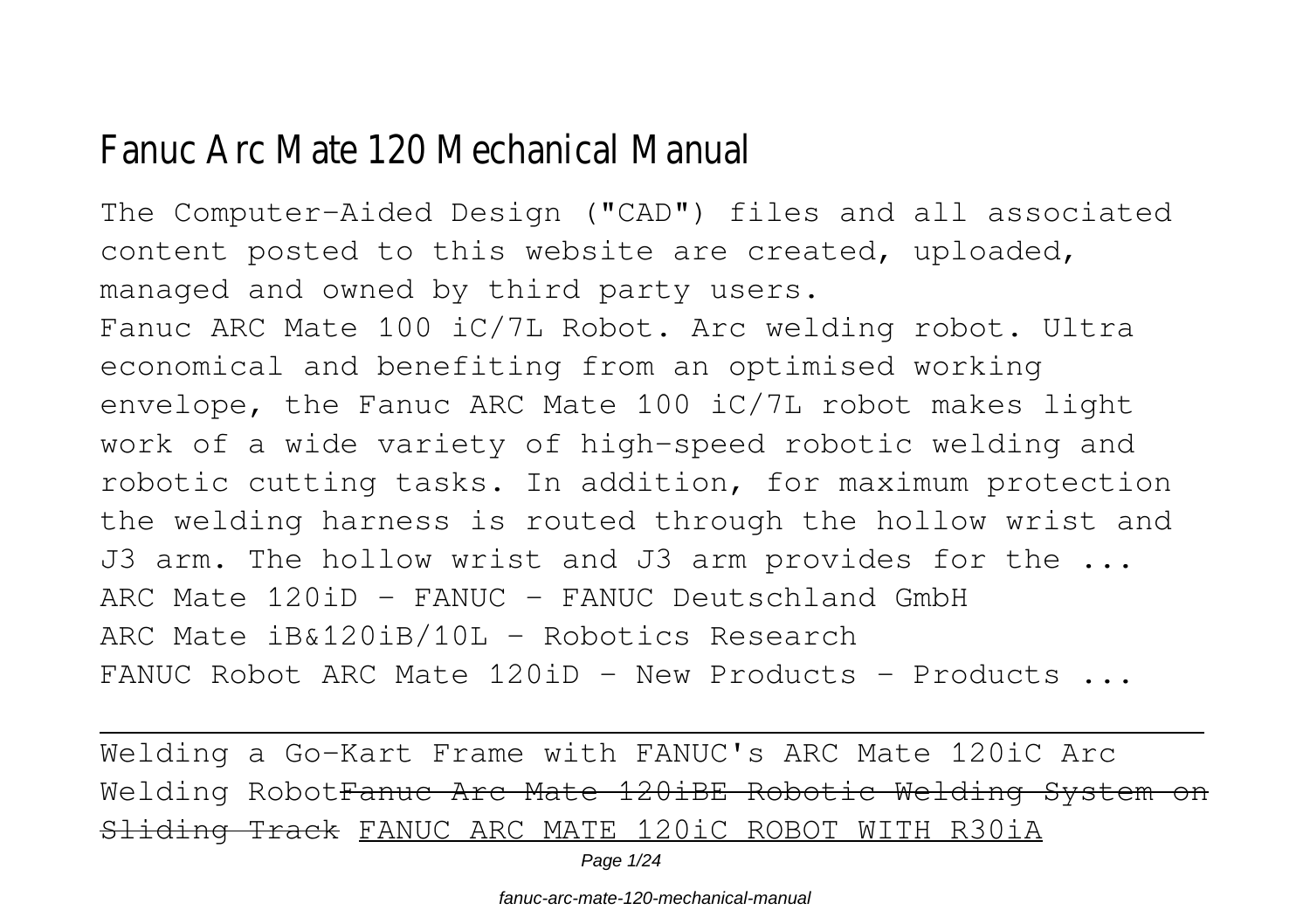# Fanuc Arc Mate 120 Mechanical Manual

The Computer-Aided Design ("CAD") files and all associated content posted to this website are created, uploaded, managed and owned by third party users.

Fanuc ARC Mate 100 iC/7L Robot. Arc welding robot. Ultra economical and benefiting from an optimised working envelope, the Fanuc ARC Mate 100 iC/7L robot makes light work of a wide variety of high-speed robotic welding and robotic cutting tasks. In addition, for maximum protection the welding harness is routed through the hollow wrist and J3 arm. The hollow wrist and J3 arm provides for the ...

ARC Mate 120iD - FANUC - FANUC Deutschland GmbH

ARC Mate iB&120iB/10L - Robotics Research

FANUC Robot ARC Mate 120iD - New Products - Products ...

---

Welding a Go-Kart Frame with FANUC's ARC Mate 120iC Arc Welding Robot~~Fanuc Arc Mate 120iBE Robotic Welding System on Sliding Track~~ FANUC ARC MATE 120iC ROBOT WITH R30iA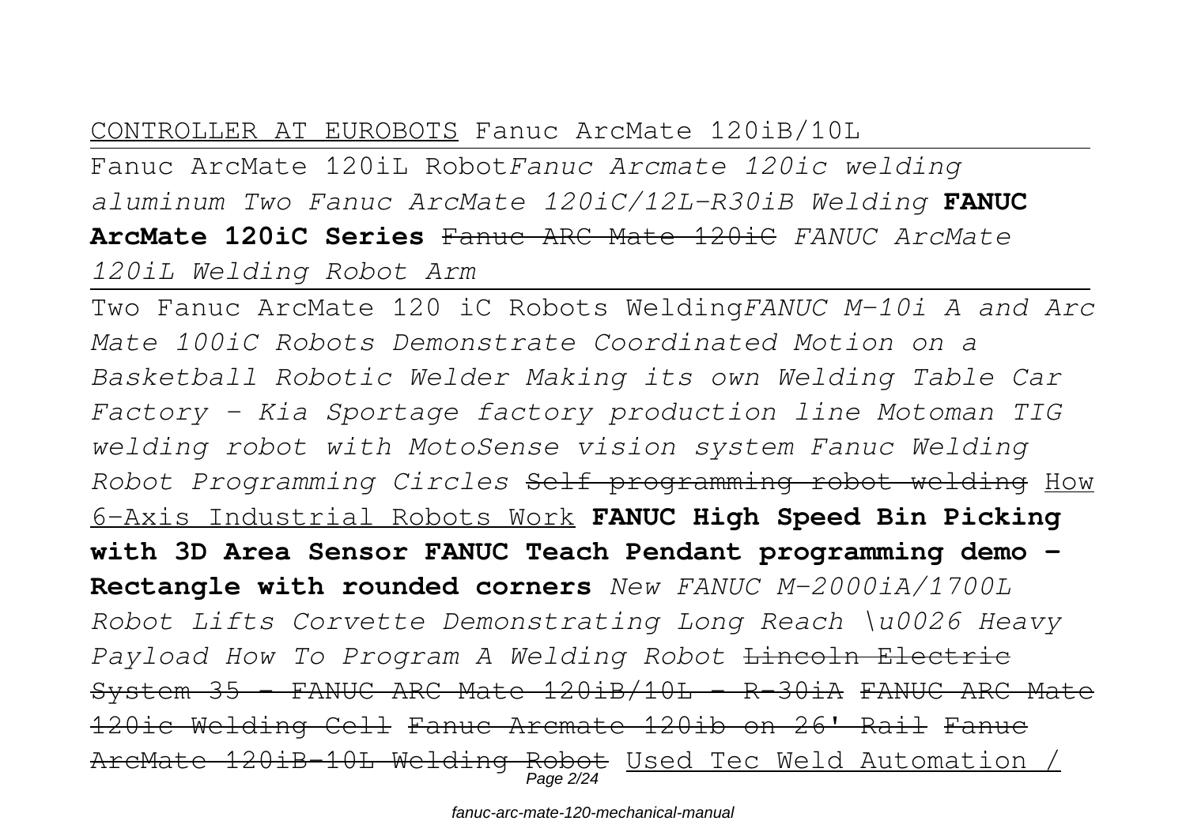CONTROLLER AT EUROBOTS Fanuc ArcMate 120iB/10L

Fanuc ArcMate 120iL Robot*Fanuc Arcmate 120ic welding aluminum Two Fanuc ArcMate 120iC/12L-R30iB Welding* **FANUC ArcMate 120iC Series** ~~Fanuc ARC Mate 120iC~~ *FANUC ArcMate 120iL Welding Robot Arm*

Two Fanuc ArcMate 120 iC Robots Welding*FANUC M-10i A and Arc Mate 100iC Robots Demonstrate Coordinated Motion on a Basketball Robotic Welder Making its own Welding Table Car Factory - Kia Sportage factory production line Motoman TIG welding robot with MotoSense vision system Fanuc Welding Robot Programming Circles* ~~Self programming robot welding~~ How 6-Axis Industrial Robots Work **FANUC High Speed Bin Picking with 3D Area Sensor FANUC Teach Pendant programming demo - Rectangle with rounded corners** *New FANUC M-2000iA/1700L Robot Lifts Corvette Demonstrating Long Reach \u0026 Heavy Payload How To Program A Welding Robot* ~~Lincoln Electric System 35 - FANUC ARC Mate 120iB/10L - R-30iA~~ ~~FANUC ARC Mate 120ic Welding Cell~~ ~~Fanuc Arcmate 120ib on 26' Rail~~ ~~Fanuc ArcMate 120iB-10L Welding Robot~~ Used Tec Weld Automation /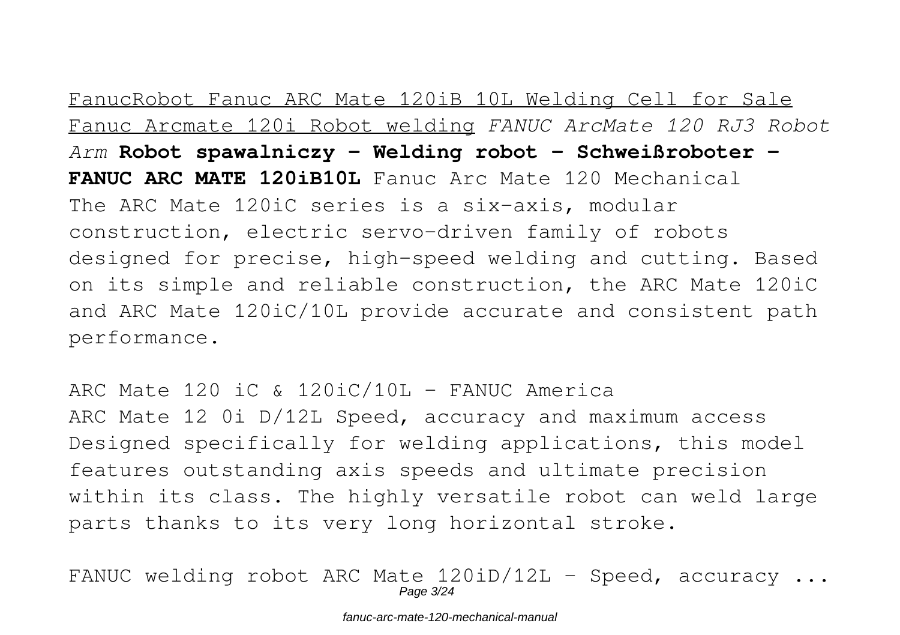FanucRobot Fanuc ARC Mate 120iB 10L Welding Cell for Sale Fanuc Arcmate 120i Robot welding *FANUC ArcMate 120 RJ3 Robot Arm* **Robot spawalniczy - Welding robot - Schweißroboter - FANUC ARC MATE 120iB10L** Fanuc Arc Mate 120 Mechanical The ARC Mate 120iC series is a six-axis, modular construction, electric servo-driven family of robots designed for precise, high-speed welding and cutting. Based on its simple and reliable construction, the ARC Mate 120iC and ARC Mate 120iC/10L provide accurate and consistent path performance.

ARC Mate 120 iC & 120iC/10L - FANUC America
ARC Mate 12 0i D/12L Speed, accuracy and maximum access Designed specifically for welding applications, this model features outstanding axis speeds and ultimate precision within its class. The highly versatile robot can weld large parts thanks to its very long horizontal stroke.

FANUC welding robot ARC Mate 120iD/12L - Speed, accuracy ...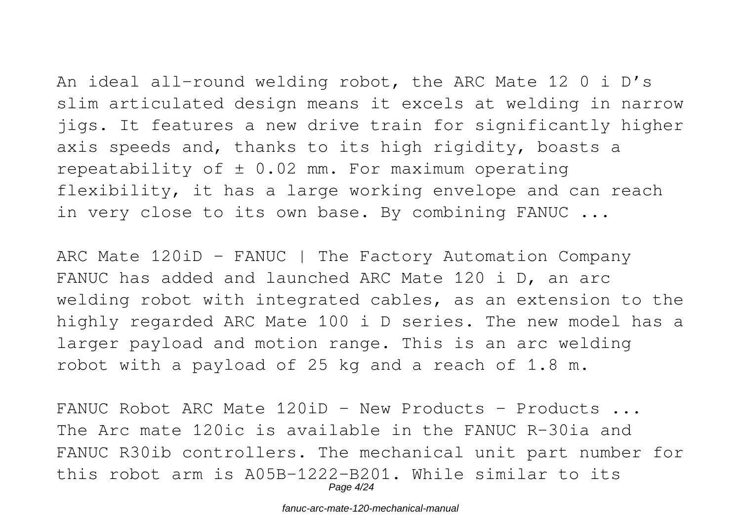An ideal all-round welding robot, the ARC Mate 12 0 i D's slim articulated design means it excels at welding in narrow jigs. It features a new drive train for significantly higher axis speeds and, thanks to its high rigidity, boasts a repeatability of ± 0.02 mm. For maximum operating flexibility, it has a large working envelope and can reach in very close to its own base. By combining FANUC ...

ARC Mate 120iD - FANUC | The Factory Automation Company
FANUC has added and launched ARC Mate 120 i D, an arc welding robot with integrated cables, as an extension to the highly regarded ARC Mate 100 i D series. The new model has a larger payload and motion range. This is an arc welding robot with a payload of 25 kg and a reach of 1.8 m.

FANUC Robot ARC Mate 120iD - New Products - Products ...
The Arc mate 120ic is available in the FANUC R-30ia and FANUC R30ib controllers. The mechanical unit part number for this robot arm is A05B-1222-B201. While similar to its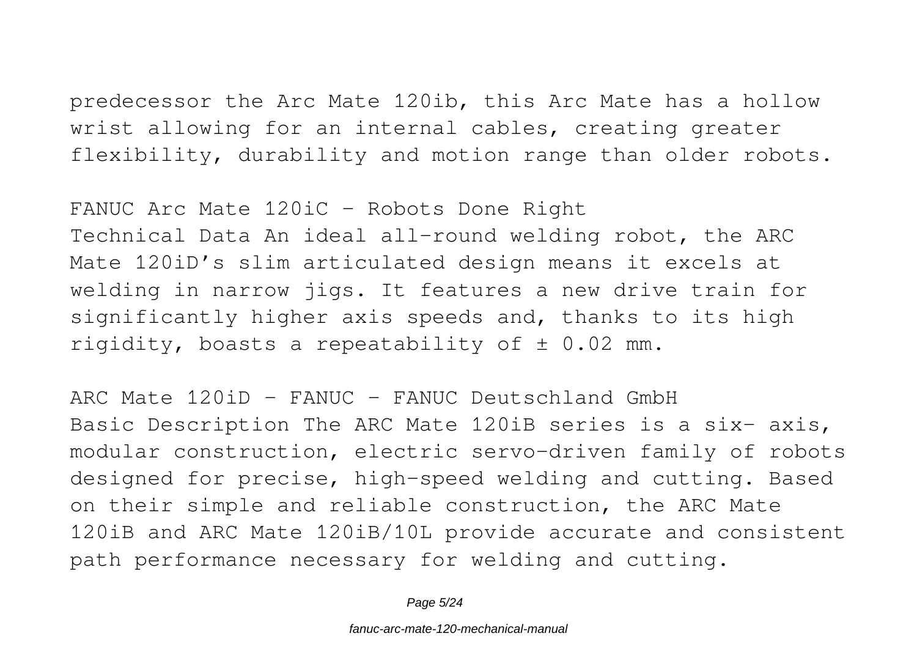predecessor the Arc Mate 120ib, this Arc Mate has a hollow wrist allowing for an internal cables, creating greater flexibility, durability and motion range than older robots.

FANUC Arc Mate 120iC - Robots Done Right

Technical Data An ideal all-round welding robot, the ARC Mate 120iD’s slim articulated design means it excels at welding in narrow jigs. It features a new drive train for significantly higher axis speeds and, thanks to its high rigidity, boasts a repeatability of ± 0.02 mm.

ARC Mate 120iD - FANUC - FANUC Deutschland GmbH

Basic Description The ARC Mate 120iB series is a six- axis, modular construction, electric servo-driven family of robots designed for precise, high-speed welding and cutting. Based on their simple and reliable construction, the ARC Mate 120iB and ARC Mate 120iB/10L provide accurate and consistent path performance necessary for welding and cutting.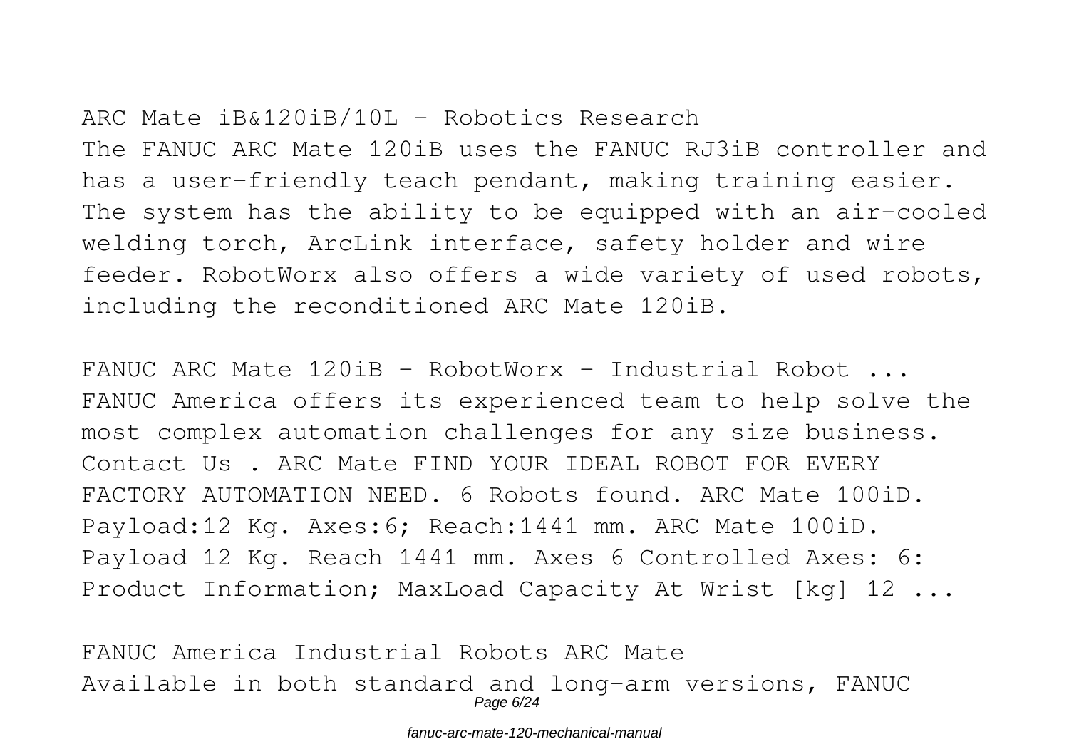ARC Mate iB&120iB/10L - Robotics Research

The FANUC ARC Mate 120iB uses the FANUC RJ3iB controller and has a user-friendly teach pendant, making training easier. The system has the ability to be equipped with an air-cooled welding torch, ArcLink interface, safety holder and wire feeder. RobotWorx also offers a wide variety of used robots, including the reconditioned ARC Mate 120iB.

FANUC ARC Mate 120iB - RobotWorx - Industrial Robot ...

FANUC America offers its experienced team to help solve the most complex automation challenges for any size business. Contact Us . ARC Mate FIND YOUR IDEAL ROBOT FOR EVERY FACTORY AUTOMATION NEED. 6 Robots found. ARC Mate 100iD. Payload:12 Kg. Axes:6; Reach:1441 mm. ARC Mate 100iD. Payload 12 Kg. Reach 1441 mm. Axes 6 Controlled Axes: 6: Product Information; MaxLoad Capacity At Wrist [kg] 12 ...

FANUC America Industrial Robots ARC Mate

Available in both standard and long-arm versions, FANUC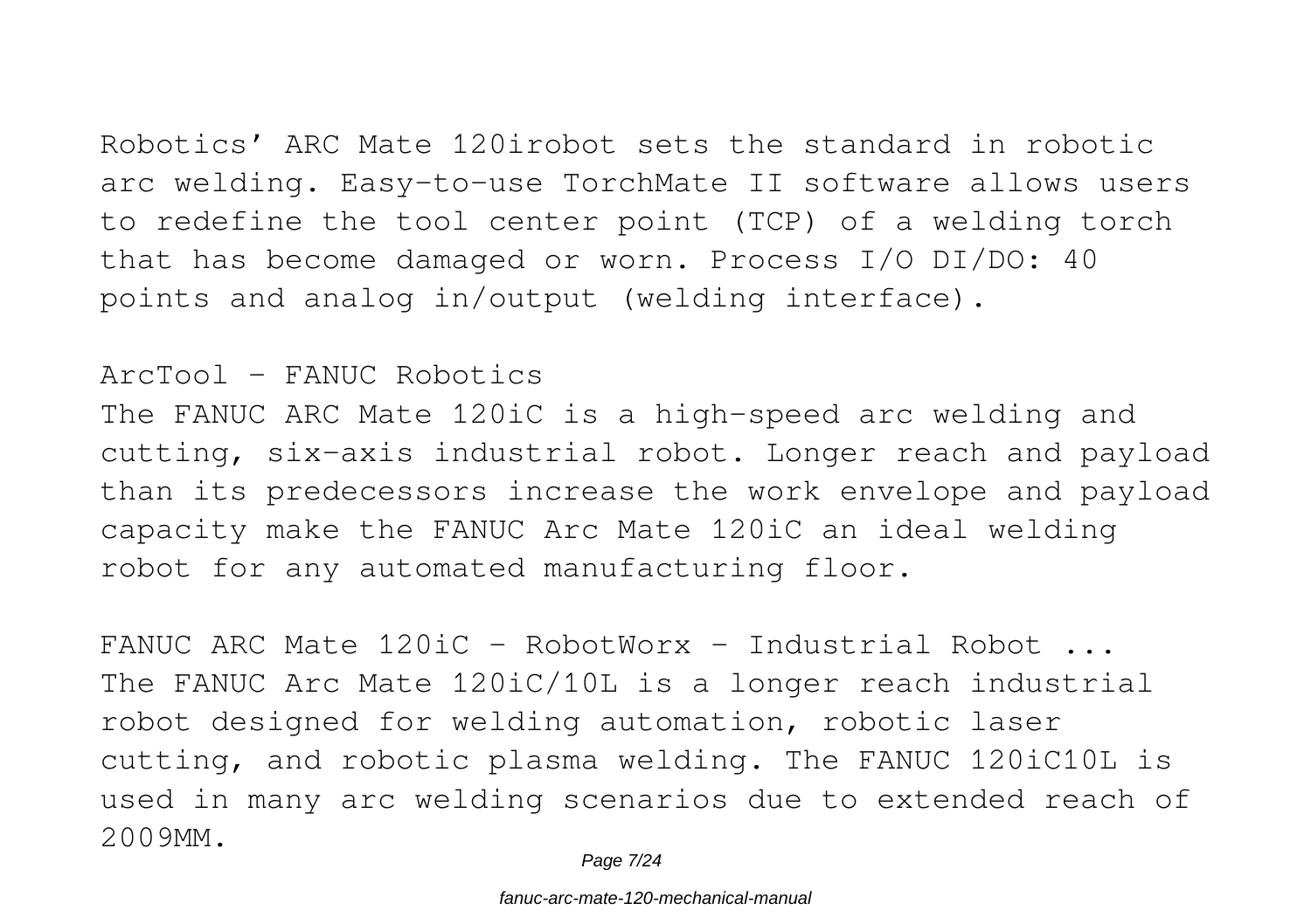Robotics' ARC Mate 120irobot sets the standard in robotic arc welding. Easy-to-use TorchMate II software allows users to redefine the tool center point (TCP) of a welding torch that has become damaged or worn. Process I/O DI/DO: 40 points and analog in/output (welding interface).

ArcTool - FANUC Robotics

The FANUC ARC Mate 120iC is a high-speed arc welding and cutting, six-axis industrial robot. Longer reach and payload than its predecessors increase the work envelope and payload capacity make the FANUC Arc Mate 120iC an ideal welding robot for any automated manufacturing floor.

FANUC ARC Mate 120iC - RobotWorx - Industrial Robot ...

The FANUC Arc Mate 120iC/10L is a longer reach industrial robot designed for welding automation, robotic laser cutting, and robotic plasma welding. The FANUC 120iC10L is used in many arc welding scenarios due to extended reach of 2009MM.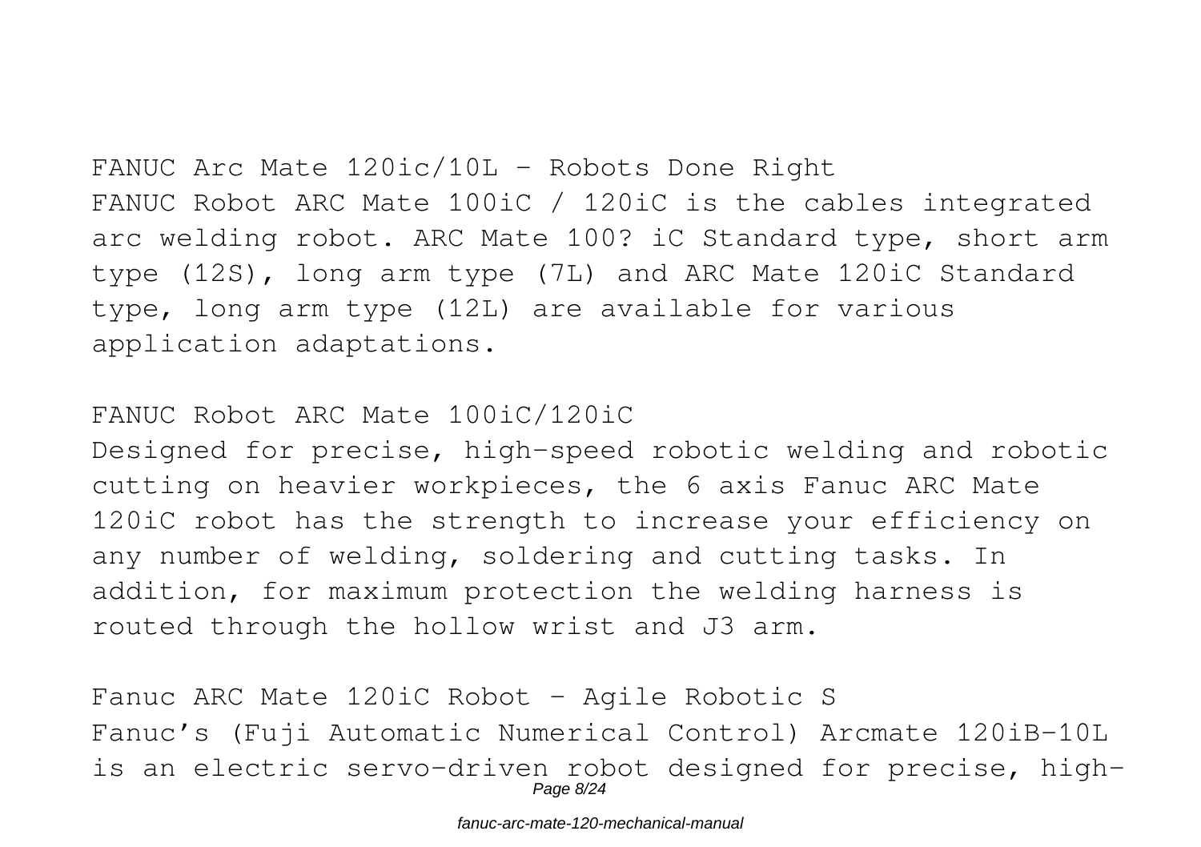FANUC Arc Mate 120ic/10L - Robots Done Right

FANUC Robot ARC Mate 100iC / 120iC is the cables integrated arc welding robot. ARC Mate 100? iC Standard type, short arm type (12S), long arm type (7L) and ARC Mate 120iC Standard type, long arm type (12L) are available for various application adaptations.

FANUC Robot ARC Mate 100iC/120iC

Designed for precise, high-speed robotic welding and robotic cutting on heavier workpieces, the 6 axis Fanuc ARC Mate 120iC robot has the strength to increase your efficiency on any number of welding, soldering and cutting tasks. In addition, for maximum protection the welding harness is routed through the hollow wrist and J3 arm.

Fanuc ARC Mate 120iC Robot - Agile Robotic S

Fanuc's (Fuji Automatic Numerical Control) Arcmate 120iB-10L is an electric servo-driven robot designed for precise, high-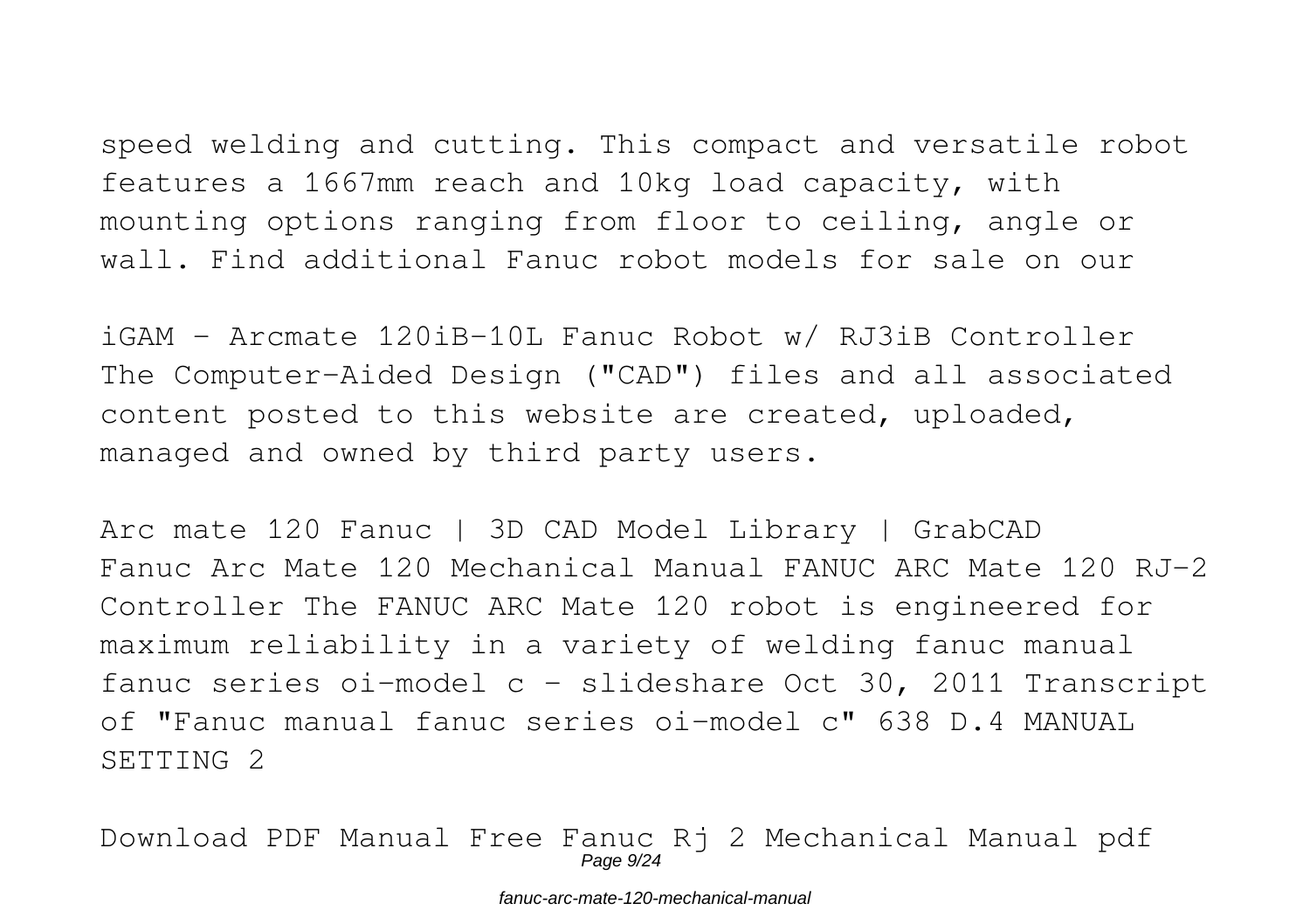speed welding and cutting. This compact and versatile robot features a 1667mm reach and 10kg load capacity, with mounting options ranging from floor to ceiling, angle or wall. Find additional Fanuc robot models for sale on our

iGAM - Arcmate 120iB-10L Fanuc Robot w/ RJ3iB Controller
The Computer-Aided Design ("CAD") files and all associated content posted to this website are created, uploaded, managed and owned by third party users.

Arc mate 120 Fanuc | 3D CAD Model Library | GrabCAD
Fanuc Arc Mate 120 Mechanical Manual FANUC ARC Mate 120 RJ-2 Controller The FANUC ARC Mate 120 robot is engineered for maximum reliability in a variety of welding fanuc manual fanuc series oi-model c - slideshare Oct 30, 2011 Transcript of "Fanuc manual fanuc series oi-model c" 638 D.4 MANUAL SETTING 2

Download PDF Manual Free Fanuc Rj 2 Mechanical Manual pdf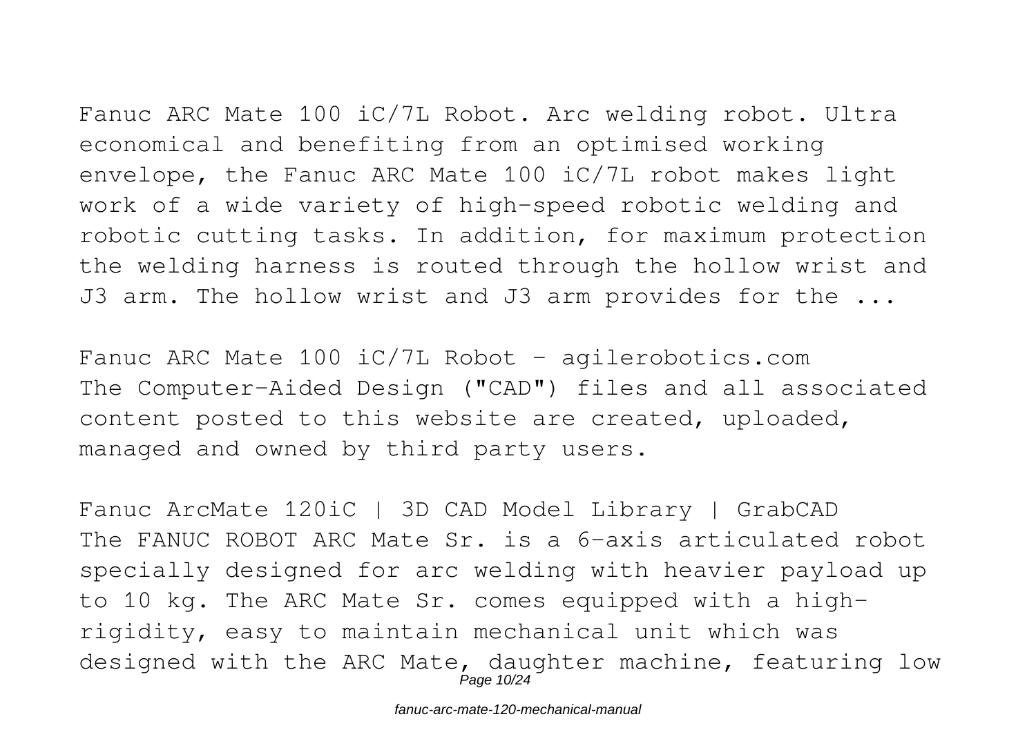Fanuc ARC Mate 100 iC/7L Robot. Arc welding robot. Ultra economical and benefiting from an optimised working envelope, the Fanuc ARC Mate 100 iC/7L robot makes light work of a wide variety of high-speed robotic welding and robotic cutting tasks. In addition, for maximum protection the welding harness is routed through the hollow wrist and J3 arm. The hollow wrist and J3 arm provides for the ...

Fanuc ARC Mate 100 iC/7L Robot - agilerobotics.com

The Computer-Aided Design ("CAD") files and all associated content posted to this website are created, uploaded, managed and owned by third party users.

Fanuc ArcMate 120iC | 3D CAD Model Library | GrabCAD

The FANUC ROBOT ARC Mate Sr. is a 6-axis articulated robot specially designed for arc welding with heavier payload up to 10 kg. The ARC Mate Sr. comes equipped with a high-rigidity, easy to maintain mechanical unit which was designed with the ARC Mate, daughter machine, featuring low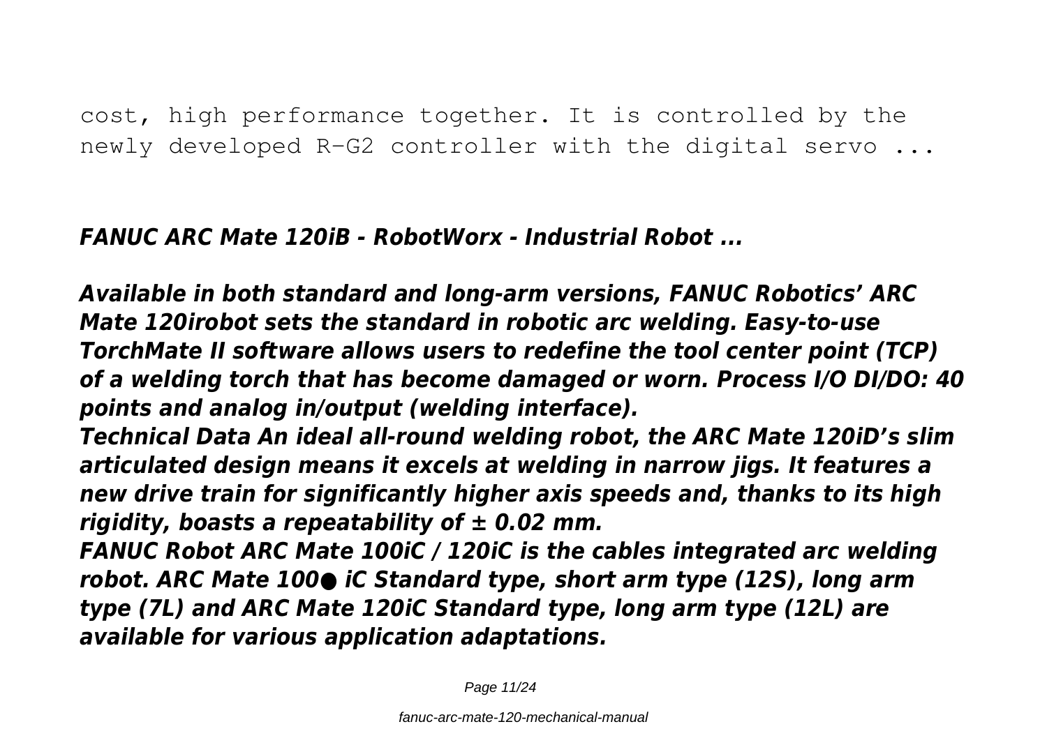cost, high performance together. It is controlled by the newly developed R-G2 controller with the digital servo ...

***FANUC ARC Mate 120iB - RobotWorx - Industrial Robot ...***

***Available in both standard and long-arm versions, FANUC Robotics' ARC Mate 120irobot sets the standard in robotic arc welding. Easy-to-use TorchMate II software allows users to redefine the tool center point (TCP) of a welding torch that has become damaged or worn. Process I/O DI/DO: 40 points and analog in/output (welding interface).***

***Technical Data An ideal all-round welding robot, the ARC Mate 120iD's slim articulated design means it excels at welding in narrow jigs. It features a new drive train for significantly higher axis speeds and, thanks to its high rigidity, boasts a repeatability of ± 0.02 mm.***

***FANUC Robot ARC Mate 100iC / 120iC is the cables integrated arc welding robot. ARC Mate 100● iC Standard type, short arm type (12S), long arm type (7L) and ARC Mate 120iC Standard type, long arm type (12L) are available for various application adaptations.***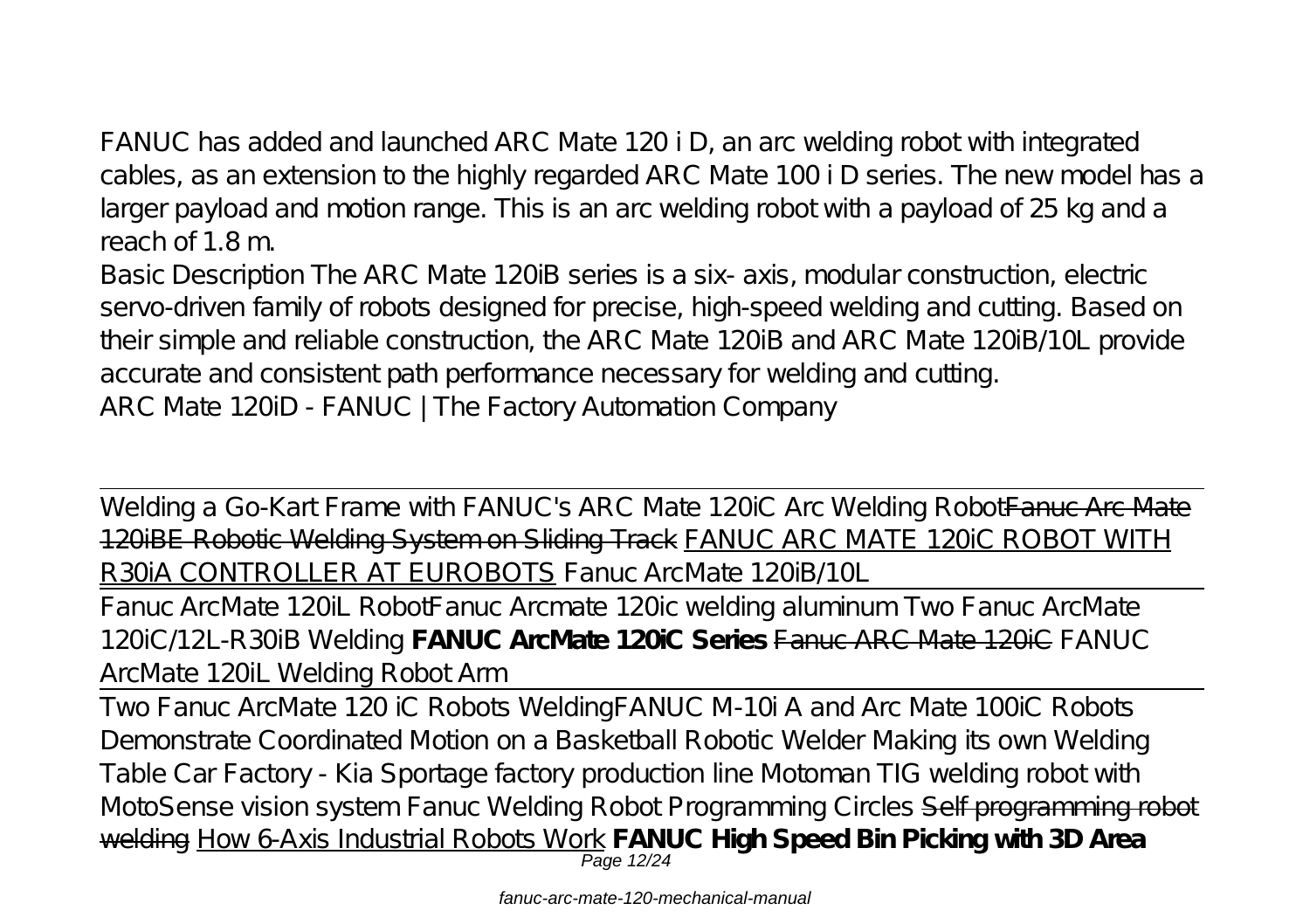FANUC has added and launched ARC Mate 120 i D, an arc welding robot with integrated cables, as an extension to the highly regarded ARC Mate 100 i D series. The new model has a larger payload and motion range. This is an arc welding robot with a payload of 25 kg and a reach of 1.8 m.

Basic Description The ARC Mate 120iB series is a six- axis, modular construction, electric servo-driven family of robots designed for precise, high-speed welding and cutting. Based on their simple and reliable construction, the ARC Mate 120iB and ARC Mate 120iB/10L provide accurate and consistent path performance necessary for welding and cutting.

ARC Mate 120iD - FANUC | The Factory Automation Company

---

Welding a Go-Kart Frame with FANUC's ARC Mate 120iC Arc Welding Robot~~Fanuc Arc Mate 120iBE Robotic Welding System on Sliding Track~~ FANUC ARC MATE 120iC ROBOT WITH R30iA CONTROLLER AT EUROBOTS *Fanuc ArcMate 120iB/10L*

---

Fanuc ArcMate 120iL Robot*Fanuc Arcmate 120ic welding aluminum* *Two Fanuc ArcMate 120iC/12L-R30iB Welding* **FANUC ArcMate 120iC Series** ~~Fanuc ARC Mate 120iC~~ *FANUC ArcMate 120iL Welding Robot Arm*

---

Two Fanuc ArcMate 120 iC Robots Welding*FANUC M-10i A and Arc Mate 100iC Robots Demonstrate Coordinated Motion on a Basketball* *Robotic Welder Making its own Welding Table* *Car Factory - Kia Sportage factory production line* *Motoman TIG welding robot with MotoSense vision system* *Fanuc Welding Robot Programming Circles* ~~Self programming robot welding~~ How 6-Axis Industrial Robots Work **FANUC High Speed Bin Picking with 3D Area**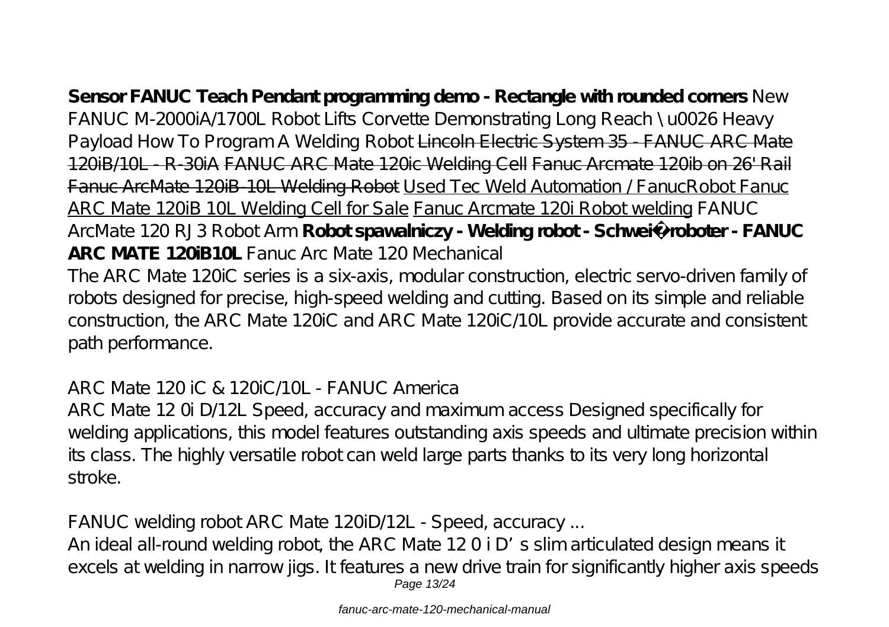**Sensor FANUC Teach Pendant programming demo - Rectangle with rounded corners** *New FANUC M-2000iA/1700L Robot Lifts Corvette Demonstrating Long Reach \u0026 Heavy Payload How To Program A Welding Robot* ~~Lincoln Electric System 35 - FANUC ARC Mate 120iB/10L - R-30iA~~ ~~FANUC ARC Mate 120ic Welding Cell~~ ~~Fanuc Arcmate 120ib on 26' Rail~~ ~~Fanuc ArcMate 120iB-10L Welding Robot~~ Used Tec Weld Automation / FanucRobot Fanuc ARC Mate 120iB 10L Welding Cell for Sale Fanuc Arcmate 120i Robot welding *FANUC ArcMate 120 RJ3 Robot Arm* **Robot spawalniczy - Welding robot - Schweiß roboter - FANUC ARC MATE 120iB10L** *Fanuc Arc Mate 120 Mechanical*

The ARC Mate 120iC series is a six-axis, modular construction, electric servo-driven family of robots designed for precise, high-speed welding and cutting. Based on its simple and reliable construction, the ARC Mate 120iC and ARC Mate 120iC/10L provide accurate and consistent path performance.

*ARC Mate 120 iC & 120iC/10L - FANUC America*

ARC Mate 12 0i D/12L Speed, accuracy and maximum access Designed specifically for welding applications, this model features outstanding axis speeds and ultimate precision within its class. The highly versatile robot can weld large parts thanks to its very long horizontal stroke.

*FANUC welding robot ARC Mate 120iD/12L - Speed, accuracy ...*

An ideal all-round welding robot, the ARC Mate 12 0 i D's slim articulated design means it excels at welding in narrow jigs. It features a new drive train for significantly higher axis speeds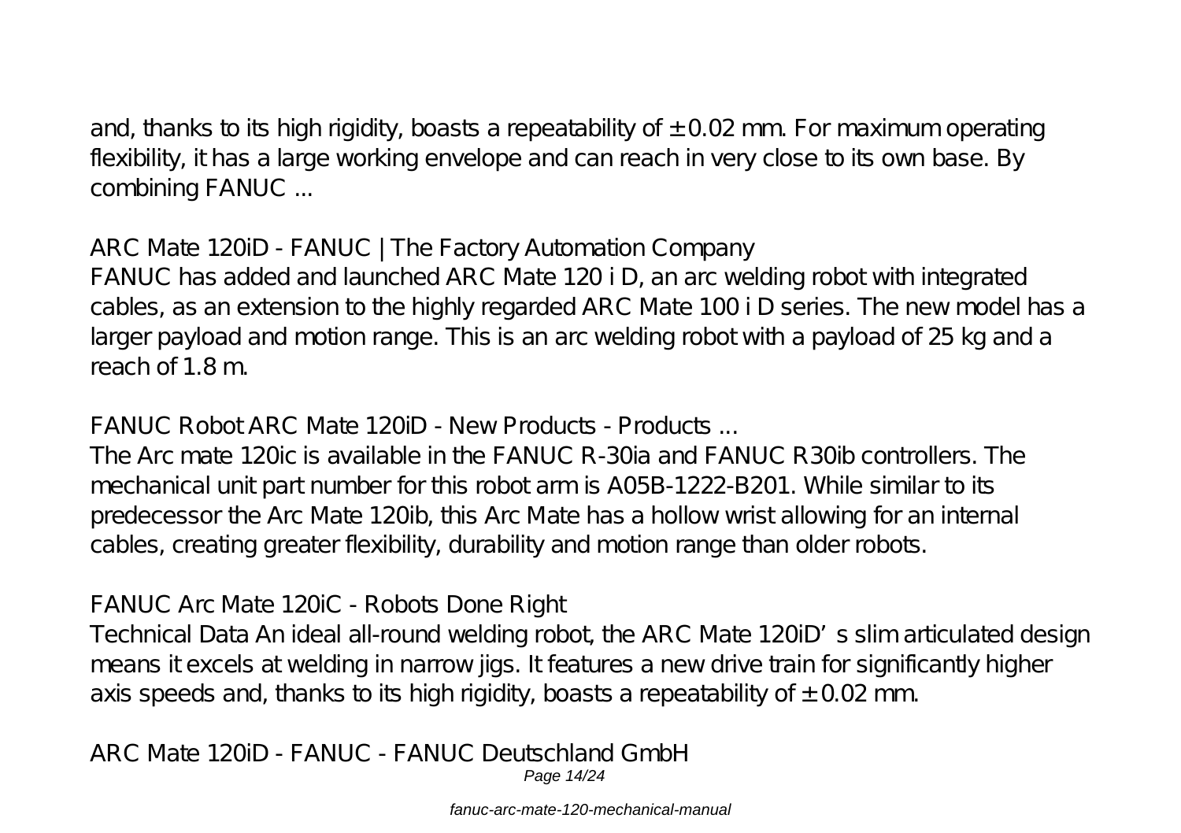and, thanks to its high rigidity, boasts a repeatability of ± 0.02 mm. For maximum operating flexibility, it has a large working envelope and can reach in very close to its own base. By combining FANUC ...

**ARC Mate 120iD - FANUC | The Factory Automation Company**

FANUC has added and launched ARC Mate 120 i D, an arc welding robot with integrated cables, as an extension to the highly regarded ARC Mate 100 i D series. The new model has a larger payload and motion range. This is an arc welding robot with a payload of 25 kg and a reach of 1.8 m.

**FANUC Robot ARC Mate 120iD - New Products - Products ...**

The Arc mate 120ic is available in the FANUC R-30ia and FANUC R30ib controllers. The mechanical unit part number for this robot arm is A05B-1222-B201. While similar to its predecessor the Arc Mate 120ib, this Arc Mate has a hollow wrist allowing for an internal cables, creating greater flexibility, durability and motion range than older robots.

**FANUC Arc Mate 120iC - Robots Done Right**

Technical Data An ideal all-round welding robot, the ARC Mate 120iD's slim articulated design means it excels at welding in narrow jigs. It features a new drive train for significantly higher axis speeds and, thanks to its high rigidity, boasts a repeatability of ± 0.02 mm.

**ARC Mate 120iD - FANUC - FANUC Deutschland GmbH**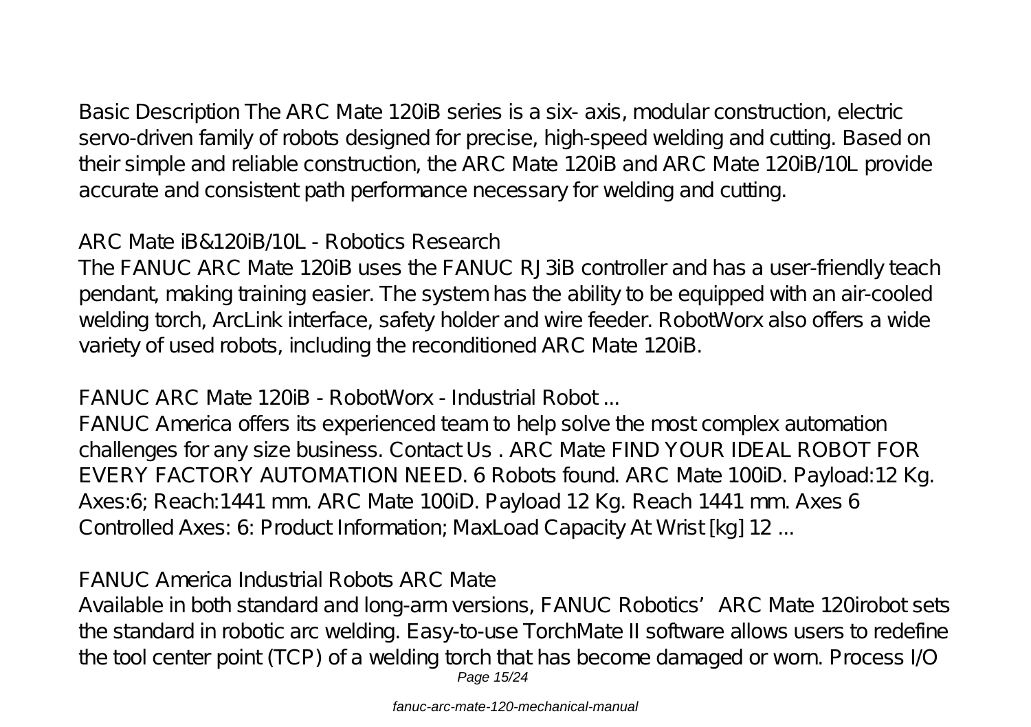Basic Description The ARC Mate 120iB series is a six- axis, modular construction, electric servo-driven family of robots designed for precise, high-speed welding and cutting. Based on their simple and reliable construction, the ARC Mate 120iB and ARC Mate 120iB/10L provide accurate and consistent path performance necessary for welding and cutting.

## ARC Mate iB&120iB/10L - Robotics Research

The FANUC ARC Mate 120iB uses the FANUC RJ3iB controller and has a user-friendly teach pendant, making training easier. The system has the ability to be equipped with an air-cooled welding torch, ArcLink interface, safety holder and wire feeder. RobotWorx also offers a wide variety of used robots, including the reconditioned ARC Mate 120iB.

## FANUC ARC Mate 120iB - RobotWorx - Industrial Robot ...

FANUC America offers its experienced team to help solve the most complex automation challenges for any size business. Contact Us . ARC Mate FIND YOUR IDEAL ROBOT FOR EVERY FACTORY AUTOMATION NEED. 6 Robots found. ARC Mate 100iD. Payload:12 Kg. Axes:6; Reach:1441 mm. ARC Mate 100iD. Payload 12 Kg. Reach 1441 mm. Axes 6 Controlled Axes: 6: Product Information; MaxLoad Capacity At Wrist [kg] 12 ...

## FANUC America Industrial Robots ARC Mate

Available in both standard and long-arm versions, FANUC Robotics' ARC Mate 120irobot sets the standard in robotic arc welding. Easy-to-use TorchMate II software allows users to redefine the tool center point (TCP) of a welding torch that has become damaged or worn. Process I/O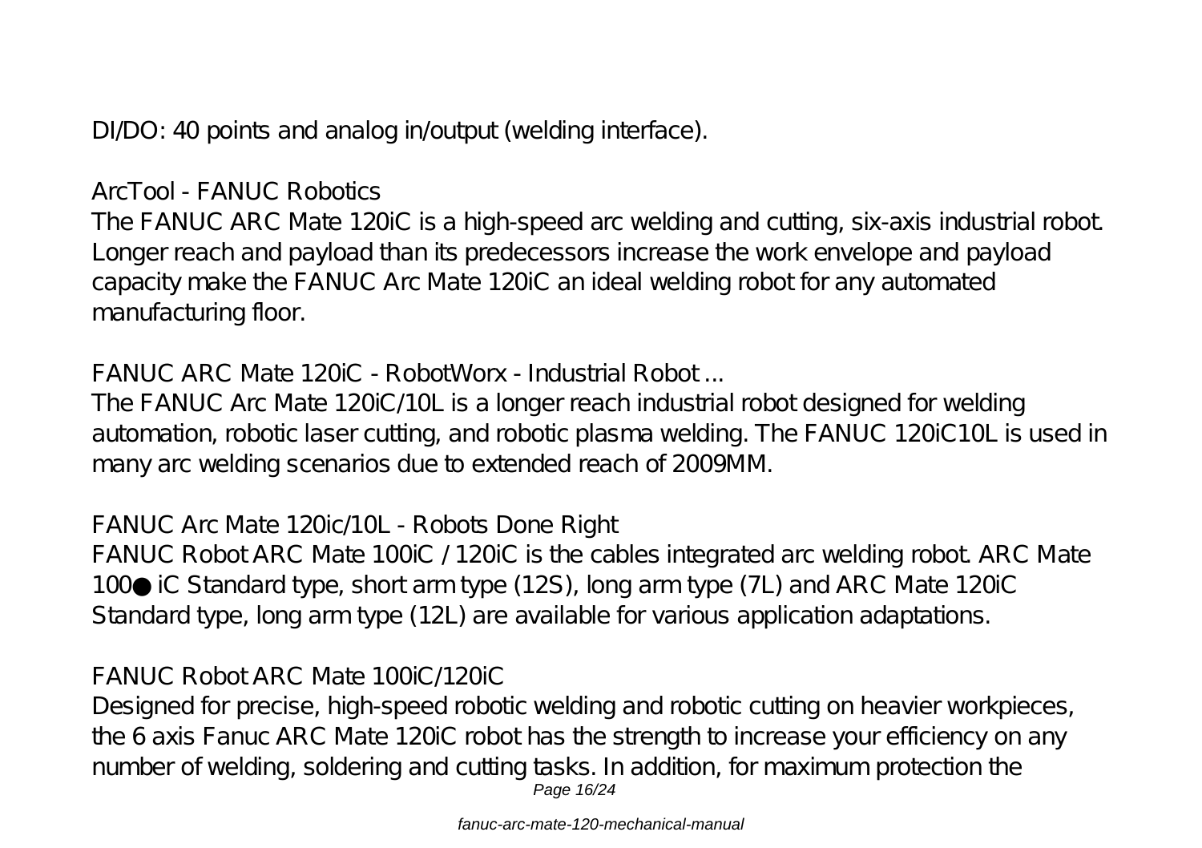DI/DO: 40 points and analog in/output (welding interface).

## ArcTool - FANUC Robotics

The FANUC ARC Mate 120iC is a high-speed arc welding and cutting, six-axis industrial robot. Longer reach and payload than its predecessors increase the work envelope and payload capacity make the FANUC Arc Mate 120iC an ideal welding robot for any automated manufacturing floor.

## FANUC ARC Mate 120iC - RobotWorx - Industrial Robot ...

The FANUC Arc Mate 120iC/10L is a longer reach industrial robot designed for welding automation, robotic laser cutting, and robotic plasma welding. The FANUC 120iC10L is used in many arc welding scenarios due to extended reach of 2009MM.

## FANUC Arc Mate 120ic/10L - Robots Done Right

FANUC Robot ARC Mate 100iC / 120iC is the cables integrated arc welding robot. ARC Mate 100● iC Standard type, short arm type (12S), long arm type (7L) and ARC Mate 120iC Standard type, long arm type (12L) are available for various application adaptations.

## FANUC Robot ARC Mate 100iC/120iC

Designed for precise, high-speed robotic welding and robotic cutting on heavier workpieces, the 6 axis Fanuc ARC Mate 120iC robot has the strength to increase your efficiency on any number of welding, soldering and cutting tasks. In addition, for maximum protection the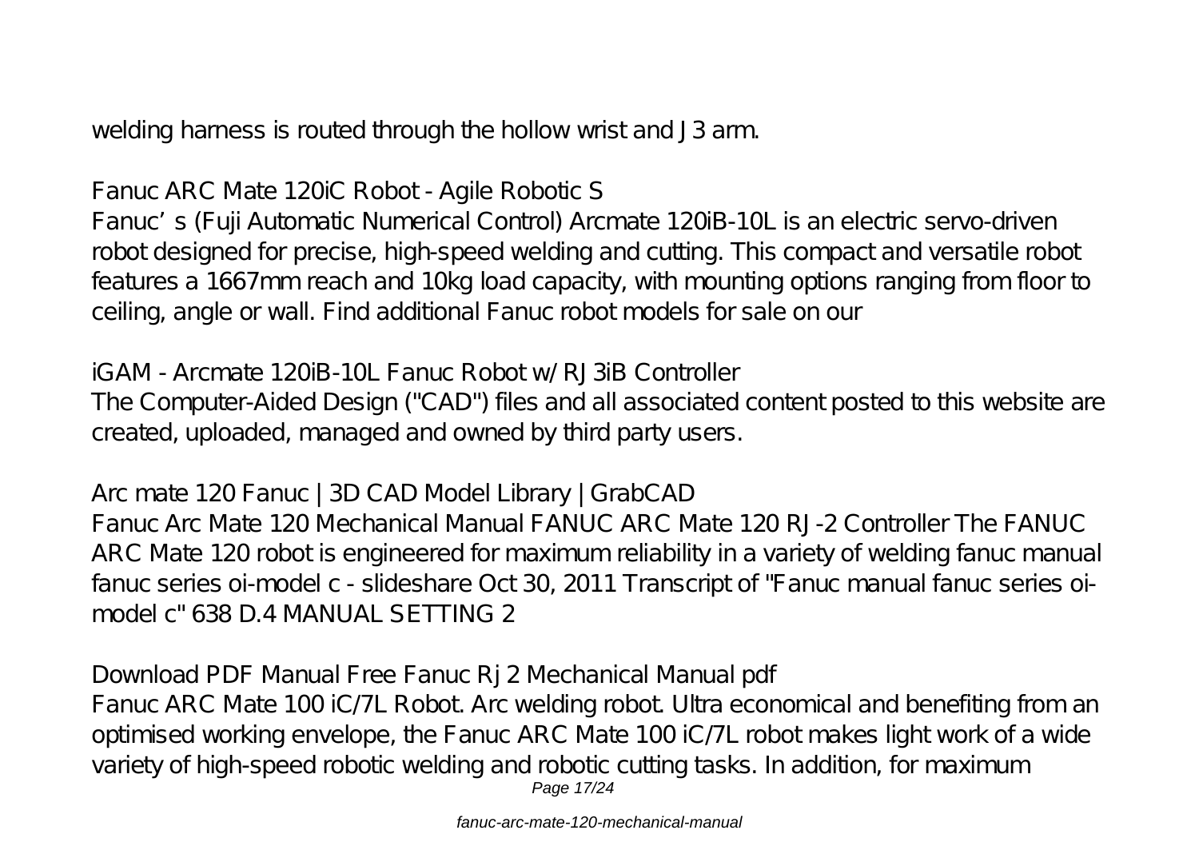welding harness is routed through the hollow wrist and J3 arm.

Fanuc ARC Mate 120iC Robot - Agile Robotic S

Fanuc's (Fuji Automatic Numerical Control) Arcmate 120iB-10L is an electric servo-driven robot designed for precise, high-speed welding and cutting. This compact and versatile robot features a 1667mm reach and 10kg load capacity, with mounting options ranging from floor to ceiling, angle or wall. Find additional Fanuc robot models for sale on our

iGAM - Arcmate 120iB-10L Fanuc Robot w/ RJ3iB Controller

The Computer-Aided Design ("CAD") files and all associated content posted to this website are created, uploaded, managed and owned by third party users.

Arc mate 120 Fanuc | 3D CAD Model Library | GrabCAD

Fanuc Arc Mate 120 Mechanical Manual FANUC ARC Mate 120 RJ-2 Controller The FANUC ARC Mate 120 robot is engineered for maximum reliability in a variety of welding fanuc manual fanuc series oi-model c - slideshare Oct 30, 2011 Transcript of "Fanuc manual fanuc series oi-model c" 638 D.4 MANUAL SETTING 2

Download PDF Manual Free Fanuc Rj 2 Mechanical Manual pdf

Fanuc ARC Mate 100 iC/7L Robot. Arc welding robot. Ultra economical and benefiting from an optimised working envelope, the Fanuc ARC Mate 100 iC/7L robot makes light work of a wide variety of high-speed robotic welding and robotic cutting tasks. In addition, for maximum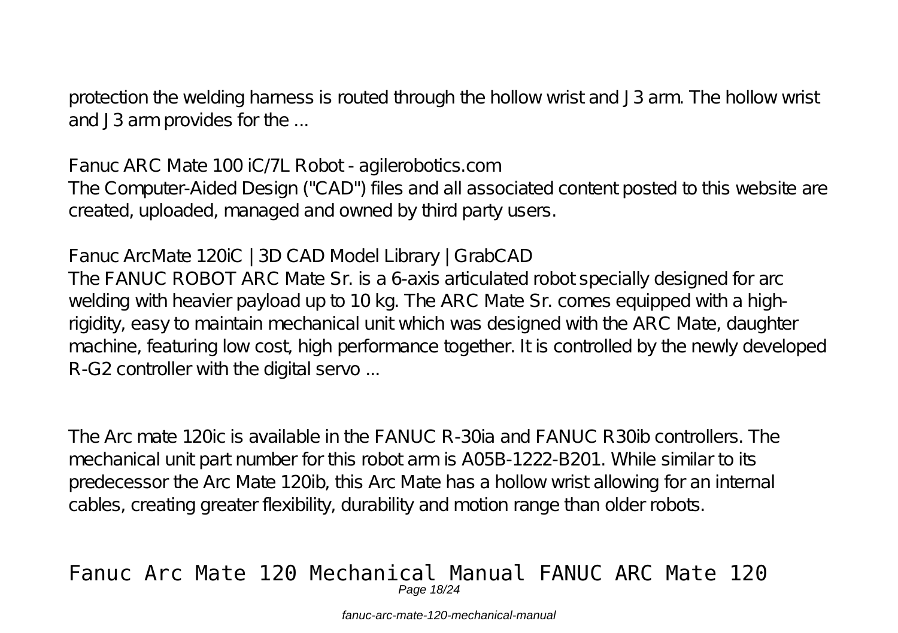protection the welding harness is routed through the hollow wrist and J3 arm. The hollow wrist and J3 arm provides for the ...

**Fanuc ARC Mate 100 iC/7L Robot - agilerobotics.com**

The Computer-Aided Design ("CAD") files and all associated content posted to this website are created, uploaded, managed and owned by third party users.

**Fanuc ArcMate 120iC | 3D CAD Model Library | GrabCAD**

The FANUC ROBOT ARC Mate Sr. is a 6-axis articulated robot specially designed for arc welding with heavier payload up to 10 kg. The ARC Mate Sr. comes equipped with a high-rigidity, easy to maintain mechanical unit which was designed with the ARC Mate, daughter machine, featuring low cost, high performance together. It is controlled by the newly developed R-G2 controller with the digital servo ...

The Arc mate 120ic is available in the FANUC R-30ia and FANUC R30ib controllers. The mechanical unit part number for this robot arm is A05B-1222-B201. While similar to its predecessor the Arc Mate 120ib, this Arc Mate has a hollow wrist allowing for an internal cables, creating greater flexibility, durability and motion range than older robots.

# Fanuc Arc Mate 120 Mechanical Manual FANUC ARC Mate 120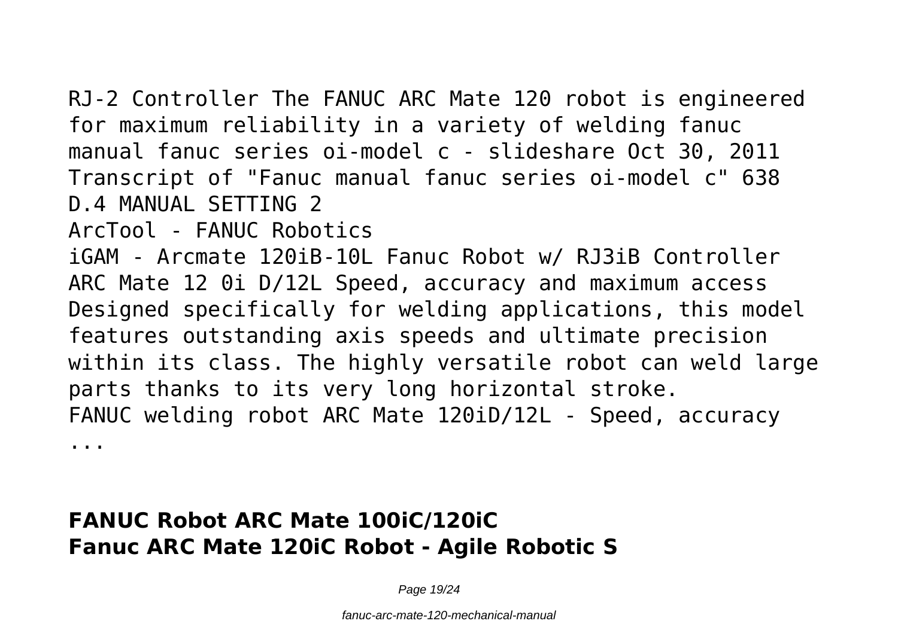RJ-2 Controller The FANUC ARC Mate 120 robot is engineered for maximum reliability in a variety of welding fanuc manual fanuc series oi-model c - slideshare Oct 30, 2011 Transcript of "Fanuc manual fanuc series oi-model c" 638 D.4 MANUAL SETTING 2

ArcTool - FANUC Robotics

iGAM - Arcmate 120iB-10L Fanuc Robot w/ RJ3iB Controller ARC Mate 12 0i D/12L Speed, accuracy and maximum access Designed specifically for welding applications, this model features outstanding axis speeds and ultimate precision within its class. The highly versatile robot can weld large parts thanks to its very long horizontal stroke.

FANUC welding robot ARC Mate 120iD/12L - Speed, accuracy ...

**FANUC Robot ARC Mate 100iC/120iC**
**Fanuc ARC Mate 120iC Robot - Agile Robotic S**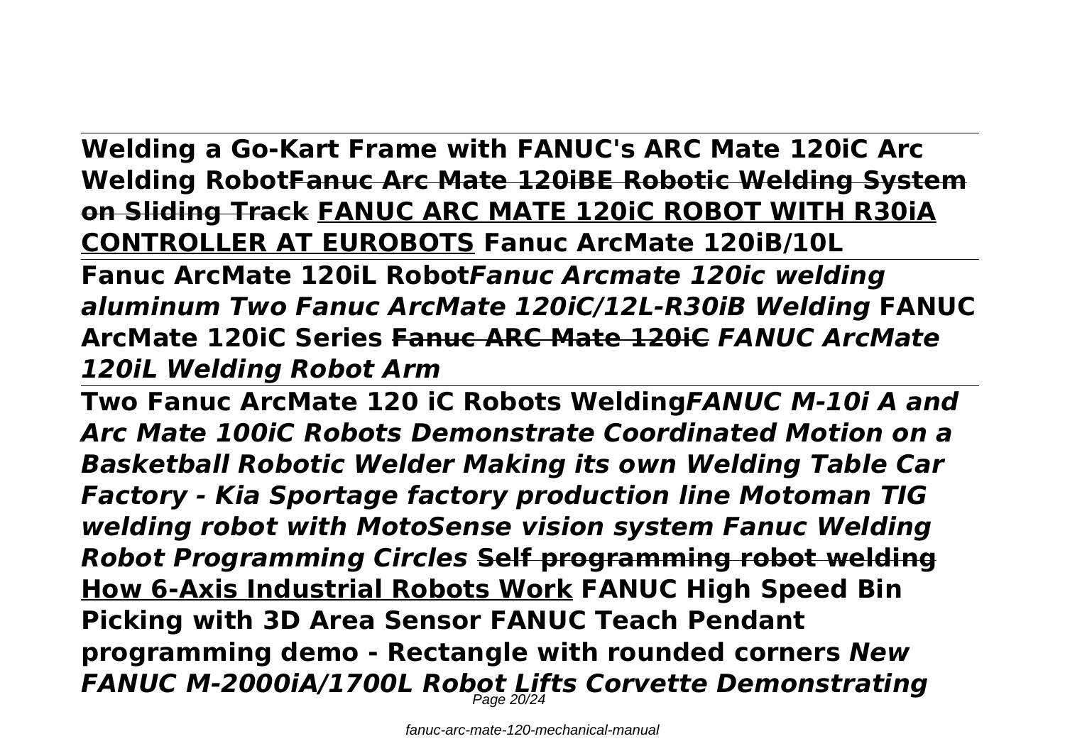**Welding a Go-Kart Frame with FANUC's ARC Mate 120iC Arc Welding Robot~~Fanuc Arc Mate 120iBE Robotic Welding System on Sliding Track~~ FANUC ARC MATE 120iC ROBOT WITH R30iA CONTROLLER AT EUROBOTS Fanuc ArcMate 120iB/10L**

**Fanuc ArcMate 120iL Robot*Fanuc Arcmate 120ic welding aluminum Two Fanuc ArcMate 120iC/12L-R30iB Welding* FANUC ArcMate 120iC Series ~~Fanuc ARC Mate 120iC~~ *FANUC ArcMate 120iL Welding Robot Arm***

**Two Fanuc ArcMate 120 iC Robots Welding*FANUC M-10i A and Arc Mate 100iC Robots Demonstrate Coordinated Motion on a Basketball Robotic Welder Making its own Welding Table Car Factory - Kia Sportage factory production line Motoman TIG welding robot with MotoSense vision system Fanuc Welding Robot Programming Circles* ~~Self programming robot welding~~ How 6-Axis Industrial Robots Work FANUC High Speed Bin Picking with 3D Area Sensor FANUC Teach Pendant programming demo - Rectangle with rounded corners *New FANUC M-2000iA/1700L Robot Lifts Corvette Demonstrating***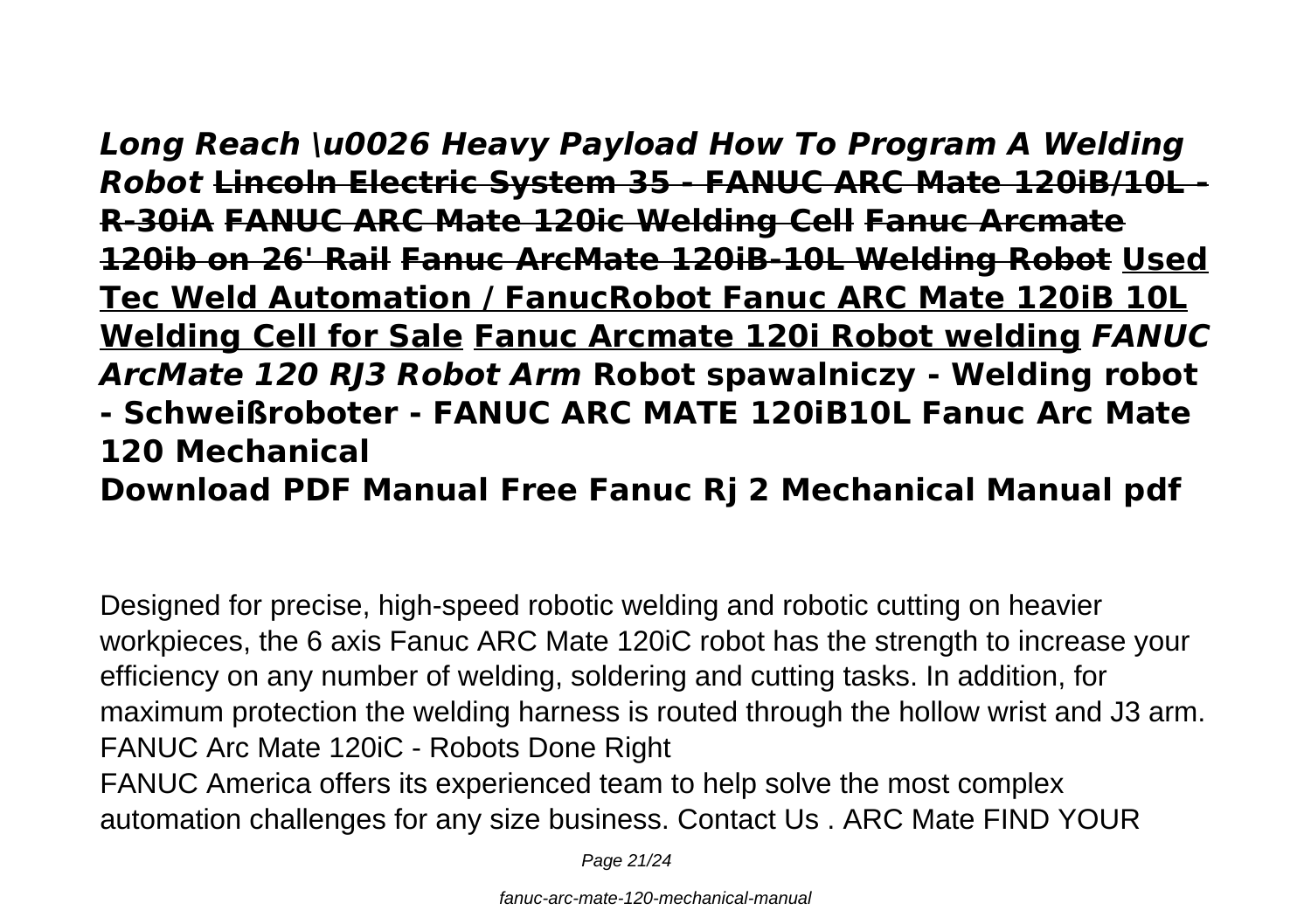***Long Reach \u0026 Heavy Payload How To Program A Welding Robot*** ~~**Lincoln Electric System 35 - FANUC ARC Mate 120iB/10L - R-30iA**~~ ~~**FANUC ARC Mate 120ic Welding Cell**~~ ~~**Fanuc Arcmate 120ib on 26' Rail**~~ ~~**Fanuc ArcMate 120iB-10L Welding Robot**~~ **<u>Used Tec Weld Automation / FanucRobot Fanuc ARC Mate 120iB 10L Welding Cell for Sale</u>** **<u>Fanuc Arcmate 120i Robot welding</u>** ***FANUC ArcMate 120 RJ3 Robot Arm*** **Robot spawalniczy - Welding robot - Schweißroboter - FANUC ARC MATE 120iB10L Fanuc Arc Mate 120 Mechanical**

**Download PDF Manual Free Fanuc Rj 2 Mechanical Manual pdf**

Designed for precise, high-speed robotic welding and robotic cutting on heavier workpieces, the 6 axis Fanuc ARC Mate 120iC robot has the strength to increase your efficiency on any number of welding, soldering and cutting tasks. In addition, for maximum protection the welding harness is routed through the hollow wrist and J3 arm.
FANUC Arc Mate 120iC - Robots Done Right
FANUC America offers its experienced team to help solve the most complex automation challenges for any size business. Contact Us . ARC Mate FIND YOUR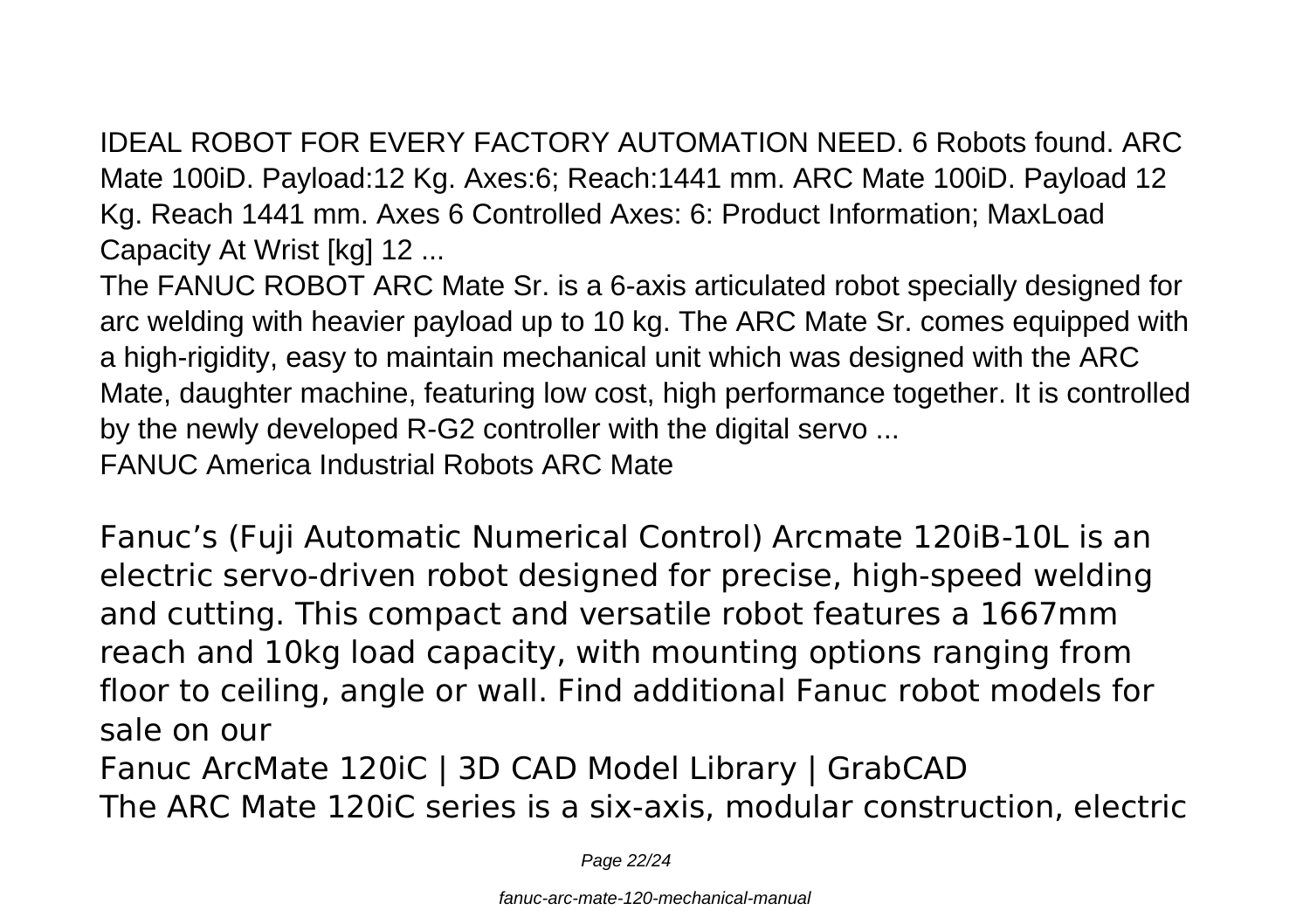IDEAL ROBOT FOR EVERY FACTORY AUTOMATION NEED. 6 Robots found. ARC Mate 100iD. Payload:12 Kg. Axes:6; Reach:1441 mm. ARC Mate 100iD. Payload 12 Kg. Reach 1441 mm. Axes 6 Controlled Axes: 6: Product Information; MaxLoad Capacity At Wrist [kg] 12 ...

The FANUC ROBOT ARC Mate Sr. is a 6-axis articulated robot specially designed for arc welding with heavier payload up to 10 kg. The ARC Mate Sr. comes equipped with a high-rigidity, easy to maintain mechanical unit which was designed with the ARC Mate, daughter machine, featuring low cost, high performance together. It is controlled by the newly developed R-G2 controller with the digital servo ...

FANUC America Industrial Robots ARC Mate

Fanuc's (Fuji Automatic Numerical Control) Arcmate 120iB-10L is an electric servo-driven robot designed for precise, high-speed welding and cutting. This compact and versatile robot features a 1667mm reach and 10kg load capacity, with mounting options ranging from floor to ceiling, angle or wall. Find additional Fanuc robot models for sale on our

Fanuc ArcMate 120iC | 3D CAD Model Library | GrabCAD

The ARC Mate 120iC series is a six-axis, modular construction, electric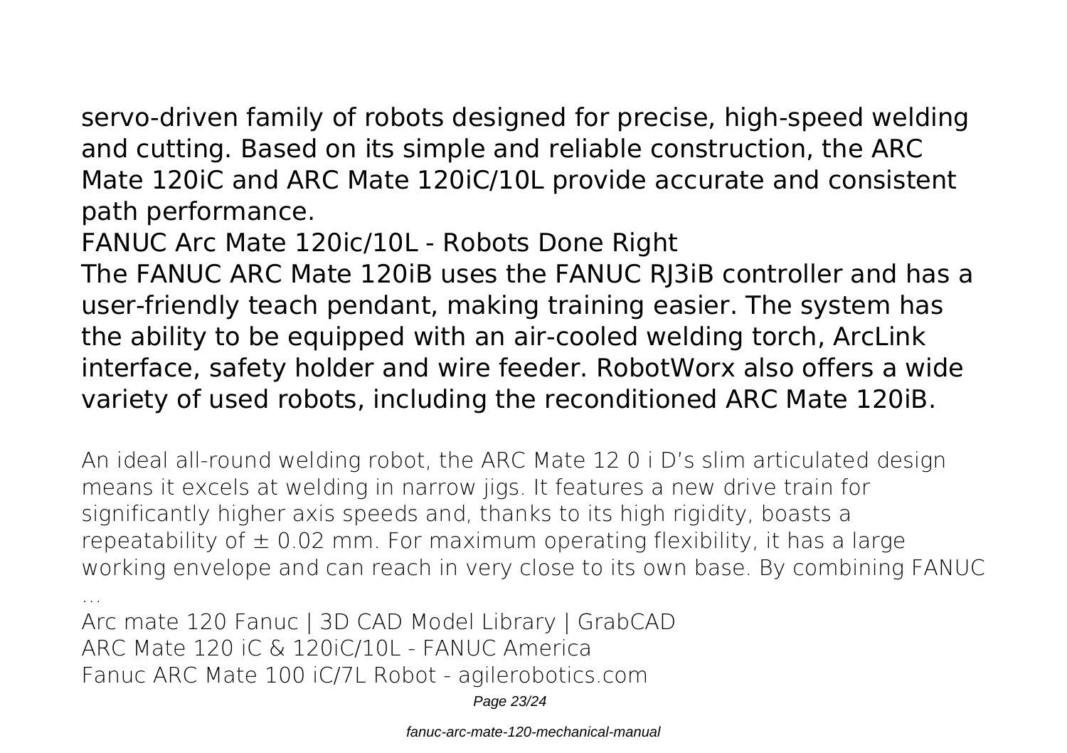servo-driven family of robots designed for precise, high-speed welding and cutting. Based on its simple and reliable construction, the ARC Mate 120iC and ARC Mate 120iC/10L provide accurate and consistent path performance.

## FANUC Arc Mate 120ic/10L - Robots Done Right

The FANUC ARC Mate 120iB uses the FANUC RJ3iB controller and has a user-friendly teach pendant, making training easier. The system has the ability to be equipped with an air-cooled welding torch, ArcLink interface, safety holder and wire feeder. RobotWorx also offers a wide variety of used robots, including the reconditioned ARC Mate 120iB.

An ideal all-round welding robot, the ARC Mate 12 0 i D's slim articulated design means it excels at welding in narrow jigs. It features a new drive train for significantly higher axis speeds and, thanks to its high rigidity, boasts a repeatability of ± 0.02 mm. For maximum operating flexibility, it has a large working envelope and can reach in very close to its own base. By combining FANUC ...

Arc mate 120 Fanuc | 3D CAD Model Library | GrabCAD
ARC Mate 120 iC & 120iC/10L - FANUC America
Fanuc ARC Mate 100 iC/7L Robot - agilerobotics.com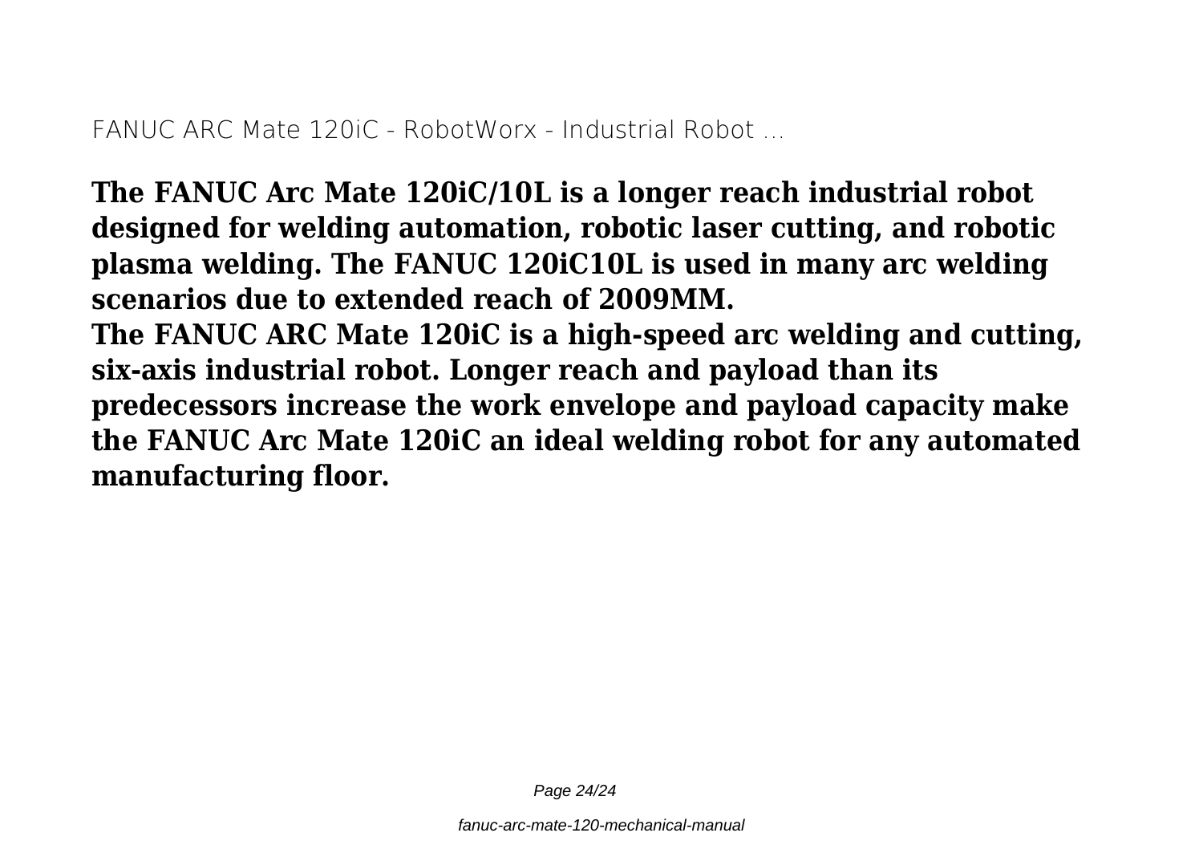FANUC ARC Mate 120iC - RobotWorx - Industrial Robot ...

**The FANUC Arc Mate 120iC/10L is a longer reach industrial robot designed for welding automation, robotic laser cutting, and robotic plasma welding. The FANUC 120iC10L is used in many arc welding scenarios due to extended reach of 2009MM.**
**The FANUC ARC Mate 120iC is a high-speed arc welding and cutting, six-axis industrial robot. Longer reach and payload than its predecessors increase the work envelope and payload capacity make the FANUC Arc Mate 120iC an ideal welding robot for any automated manufacturing floor.**